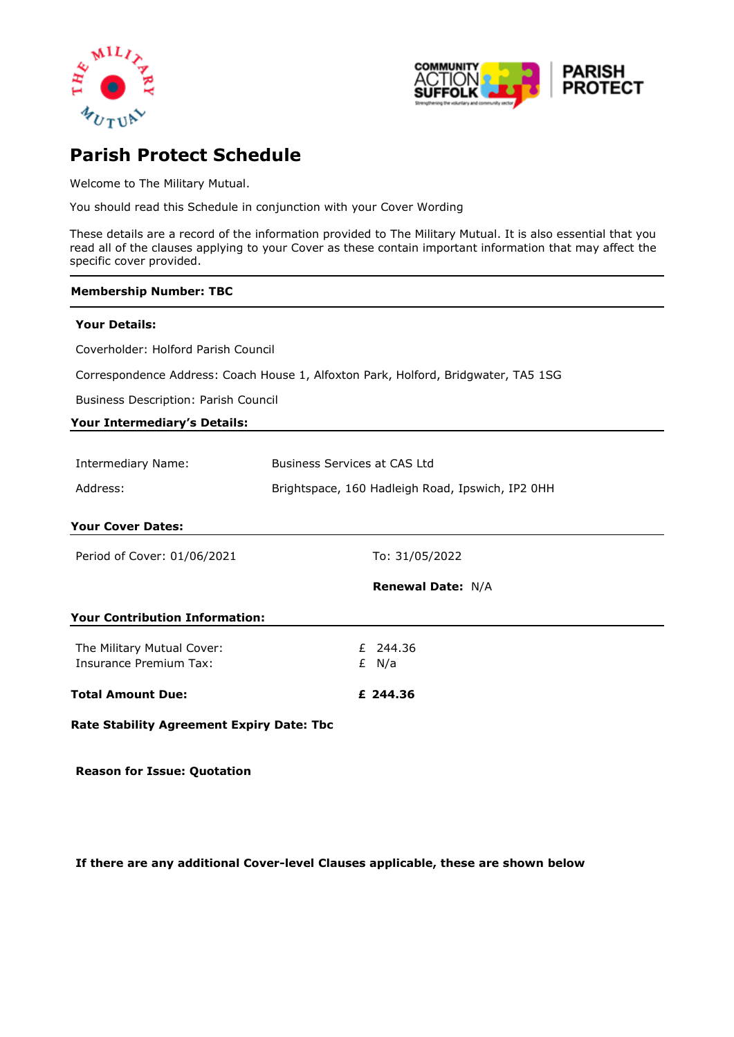# Parish Protect Schedule

Welcome to The Military Mutual.

You should read this Schedule in conjunction with your Cover Wording

These details are a record of the information provided to The Military Mutual. It is also essential that you read all of the clauses applying to your Cover as these contain important information that may affect the specific cover provided.

**Membership Number: TBC**

**Your Details:**

Coverholder: Holford Parish Council

Correspondence Address: Coach House 1, Alfoxton Park, Holford, Bridgwater, TA5 1SG

Business Description: Parish Council

**Your Intermediary's Details:**

| | |
|---|---|
| Intermediary Name: | Business Services at CAS Ltd |
| Address: | Brightspace, 160 Hadleigh Road, Ipswich, IP2 0HH |

**Your Cover Dates:**

Period of Cover: 01/06/2021 To: 31/05/2022

**Renewal Date:** N/A

**Your Contribution Information:**

| | |
|---|---|
| The Military Mutual Cover: | £ 244.36 |
| Insurance Premium Tax: | £ N/a |
| **Total Amount Due:** | **£ 244.36** |

**Rate Stability Agreement Expiry Date: Tbc**

**Reason for Issue: Quotation**

**If there are any additional Cover-level Clauses applicable, these are shown below**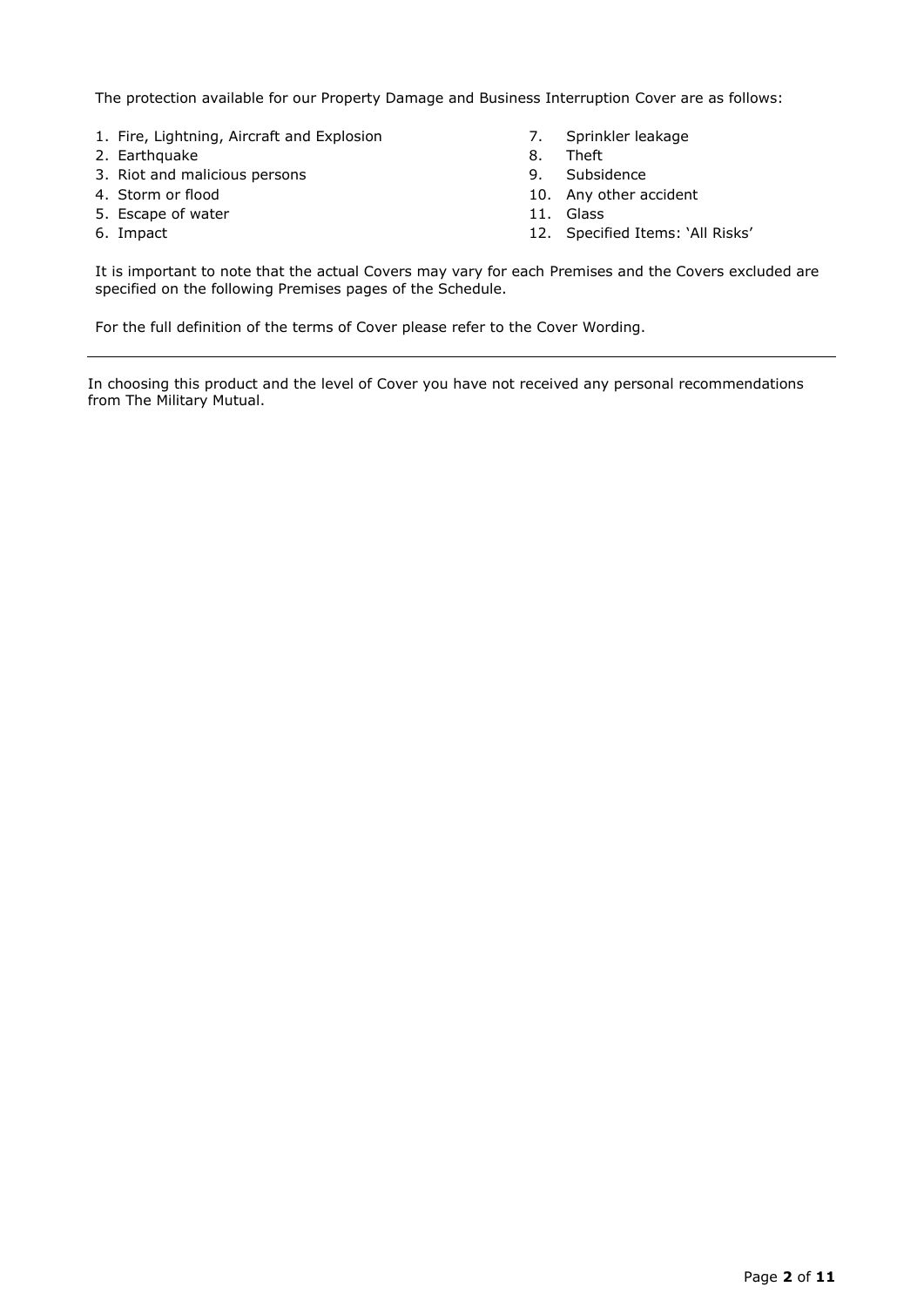The protection available for our Property Damage and Business Interruption Cover are as follows:

1. Fire, Lightning, Aircraft and Explosion
2. Earthquake
3. Riot and malicious persons
4. Storm or flood
5. Escape of water
6. Impact
7. Sprinkler leakage
8. Theft
9. Subsidence
10. Any other accident
11. Glass
12. Specified Items: 'All Risks'

It is important to note that the actual Covers may vary for each Premises and the Covers excluded are specified on the following Premises pages of the Schedule.

For the full definition of the terms of Cover please refer to the Cover Wording.

---

In choosing this product and the level of Cover you have not received any personal recommendations from The Military Mutual.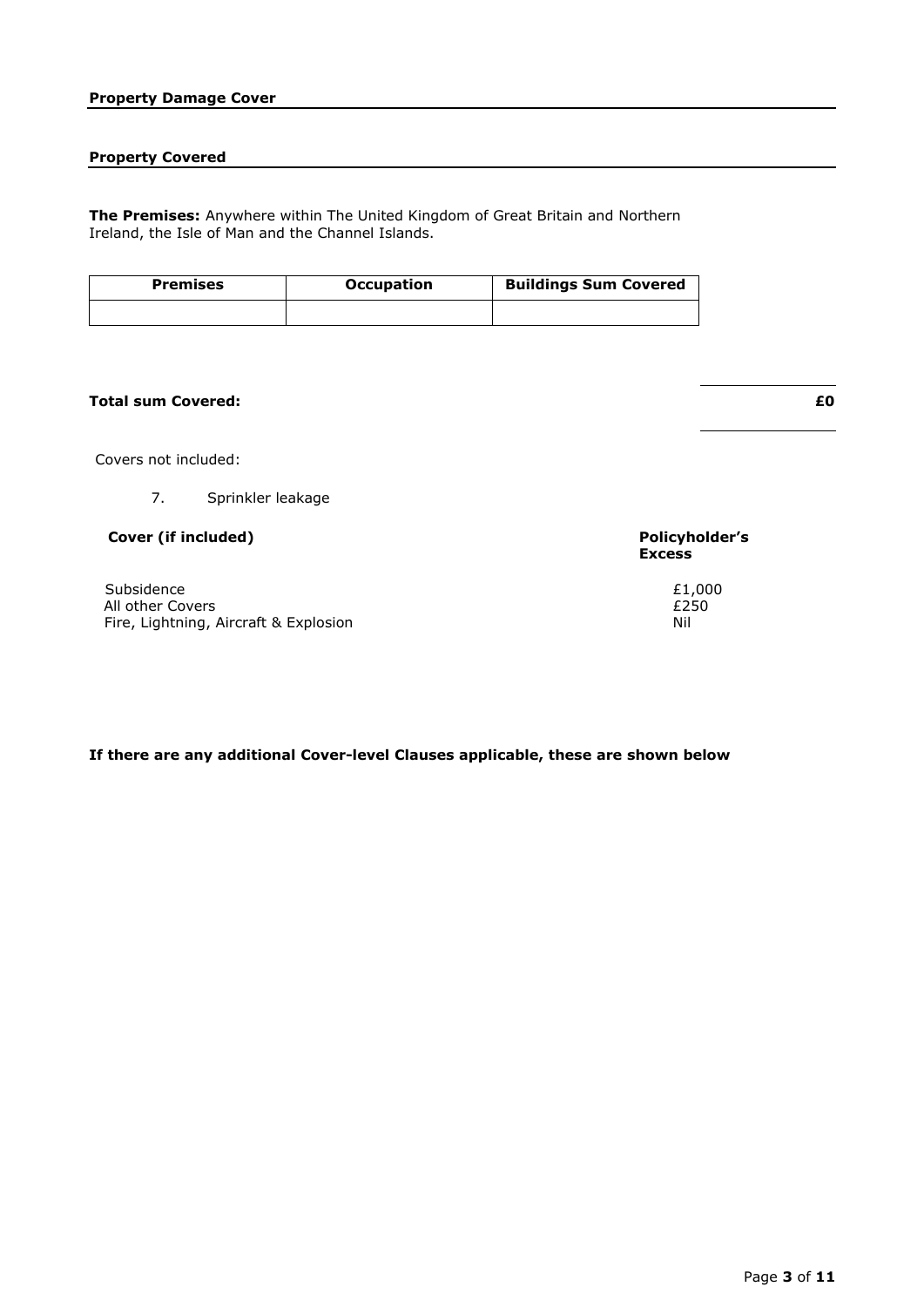**Property Damage Cover**

**Property Covered**

**The Premises:** Anywhere within The United Kingdom of Great Britain and Northern Ireland, the Isle of Man and the Channel Islands.

| Premises | Occupation | Buildings Sum Covered |
|---|---|---|
| | | |

**Total sum Covered:** **£0**

Covers not included:

7. Sprinkler leakage

| Cover (if included) | Policyholder's Excess |
|---|---|
| Subsidence | £1,000 |
| All other Covers | £250 |
| Fire, Lightning, Aircraft & Explosion | Nil |

**If there are any additional Cover-level Clauses applicable, these are shown below**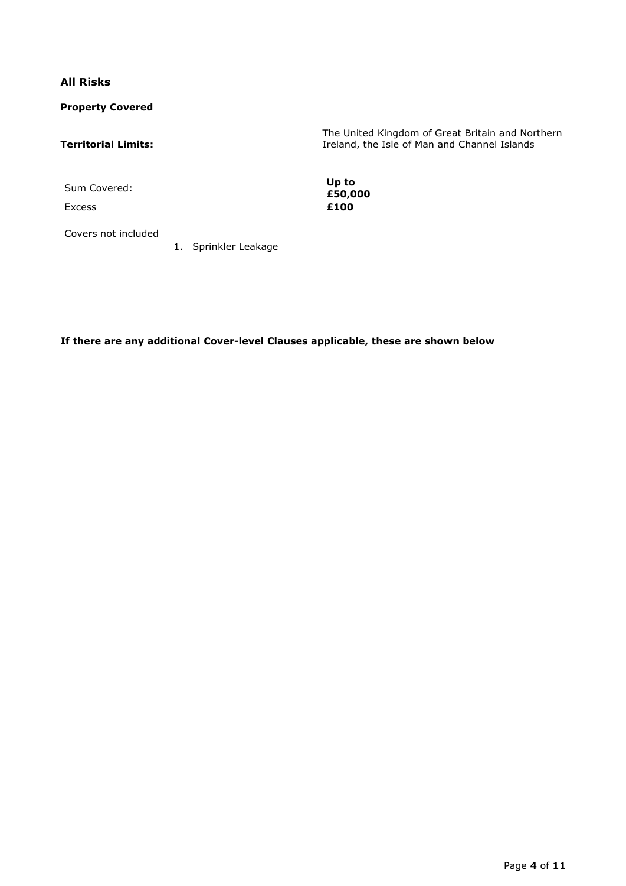## All Risks

**Property Covered**

| | |
|---|---|
| **Territorial Limits:** | The United Kingdom of Great Britain and Northern Ireland, the Isle of Man and Channel Islands |
| Sum Covered: | **Up to £50,000** |
| Excess | **£100** |

Covers not included

1. Sprinkler Leakage

**If there are any additional Cover-level Clauses applicable, these are shown below**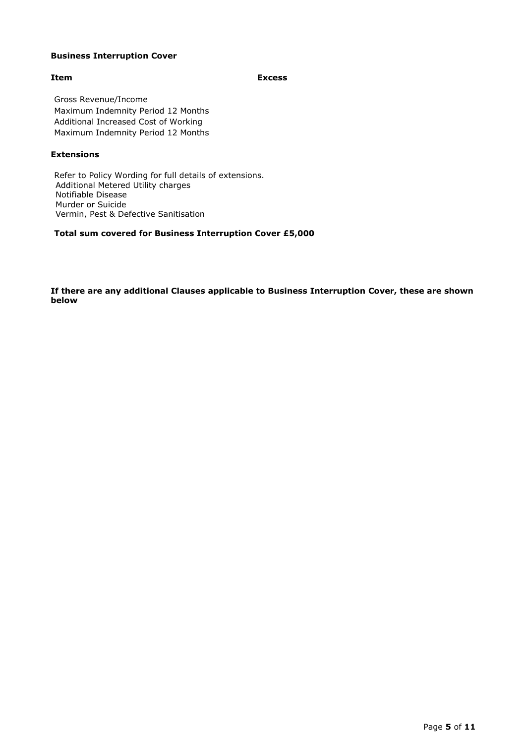**Business Interruption Cover**

| Item | Excess |
| --- | --- |
| Gross Revenue/Income<br>Maximum Indemnity Period 12 Months<br>Additional Increased Cost of Working<br>Maximum Indemnity Period 12 Months | |

**Extensions**

Refer to Policy Wording for full details of extensions.
Additional Metered Utility charges
Notifiable Disease
Murder or Suicide
Vermin, Pest & Defective Sanitisation

**Total sum covered for Business Interruption Cover £5,000**

**If there are any additional Clauses applicable to Business Interruption Cover, these are shown below**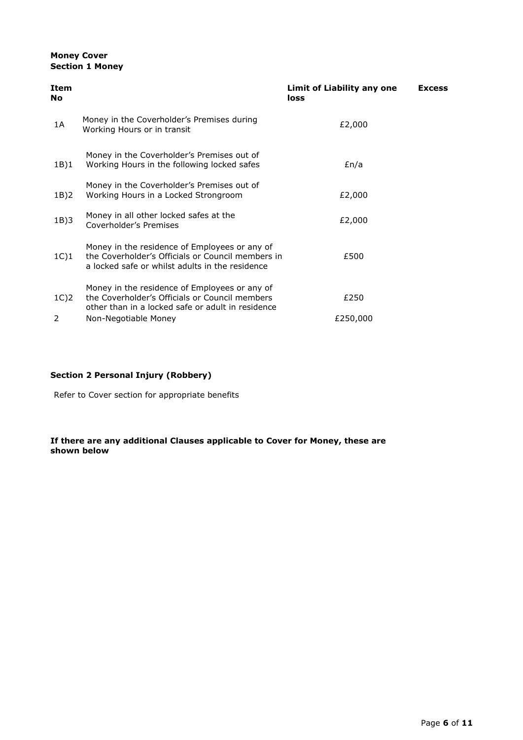**Money Cover**
**Section 1 Money**

| Item No | | Limit of Liability any one loss | Excess |
|---|---|---|---|
| 1A | Money in the Coverholder's Premises during Working Hours or in transit | £2,000 | |
| 1B)1 | Money in the Coverholder's Premises out of Working Hours in the following locked safes | £n/a | |
| 1B)2 | Money in the Coverholder's Premises out of Working Hours in a Locked Strongroom | £2,000 | |
| 1B)3 | Money in all other locked safes at the Coverholder's Premises | £2,000 | |
| 1C)1 | Money in the residence of Employees or any of the Coverholder's Officials or Council members in a locked safe or whilst adults in the residence | £500 | |
| 1C)2 | Money in the residence of Employees or any of the Coverholder's Officials or Council members other than in a locked safe or adult in residence | £250 | |
| 2 | Non-Negotiable Money | £250,000 | |

**Section 2 Personal Injury (Robbery)**

Refer to Cover section for appropriate benefits

**If there are any additional Clauses applicable to Cover for Money, these are shown below**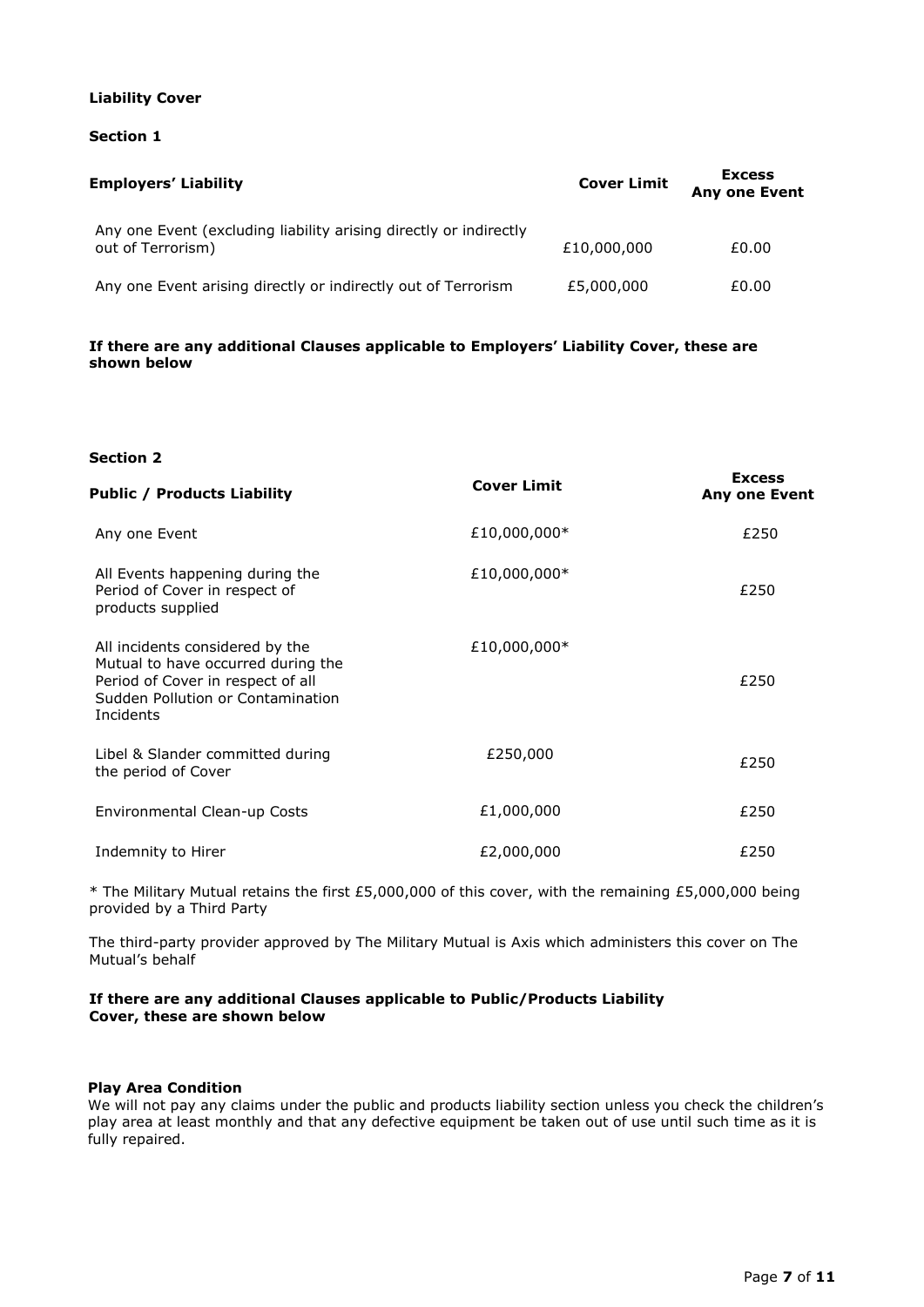**Liability Cover**

**Section 1**

| **Employers' Liability** | **Cover Limit** | **Excess Any one Event** |
|---|---|---|
| Any one Event (excluding liability arising directly or indirectly out of Terrorism) | £10,000,000 | £0.00 |
| Any one Event arising directly or indirectly out of Terrorism | £5,000,000 | £0.00 |

**If there are any additional Clauses applicable to Employers' Liability Cover, these are shown below**

**Section 2**

| **Public / Products Liability** | **Cover Limit** | **Excess Any one Event** |
|---|---|---|
| Any one Event | £10,000,000* | £250 |
| All Events happening during the Period of Cover in respect of products supplied | £10,000,000* | £250 |
| All incidents considered by the Mutual to have occurred during the Period of Cover in respect of all Sudden Pollution or Contamination Incidents | £10,000,000* | £250 |
| Libel & Slander committed during the period of Cover | £250,000 | £250 |
| Environmental Clean-up Costs | £1,000,000 | £250 |
| Indemnity to Hirer | £2,000,000 | £250 |

* The Military Mutual retains the first £5,000,000 of this cover, with the remaining £5,000,000 being provided by a Third Party

The third-party provider approved by The Military Mutual is Axis which administers this cover on The Mutual's behalf

**If there are any additional Clauses applicable to Public/Products Liability Cover, these are shown below**

**Play Area Condition**

We will not pay any claims under the public and products liability section unless you check the children's play area at least monthly and that any defective equipment be taken out of use until such time as it is fully repaired.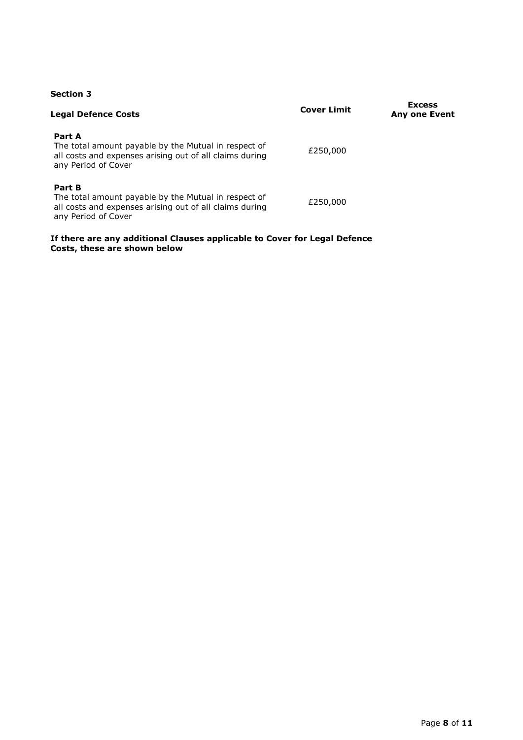**Section 3**

| Legal Defence Costs | Cover Limit | Excess Any one Event |
|---|---|---|
| **Part A**<br>The total amount payable by the Mutual in respect of all costs and expenses arising out of all claims during any Period of Cover | £250,000 | |
| **Part B**<br>The total amount payable by the Mutual in respect of all costs and expenses arising out of all claims during any Period of Cover | £250,000 | |

**If there are any additional Clauses applicable to Cover for Legal Defence Costs, these are shown below**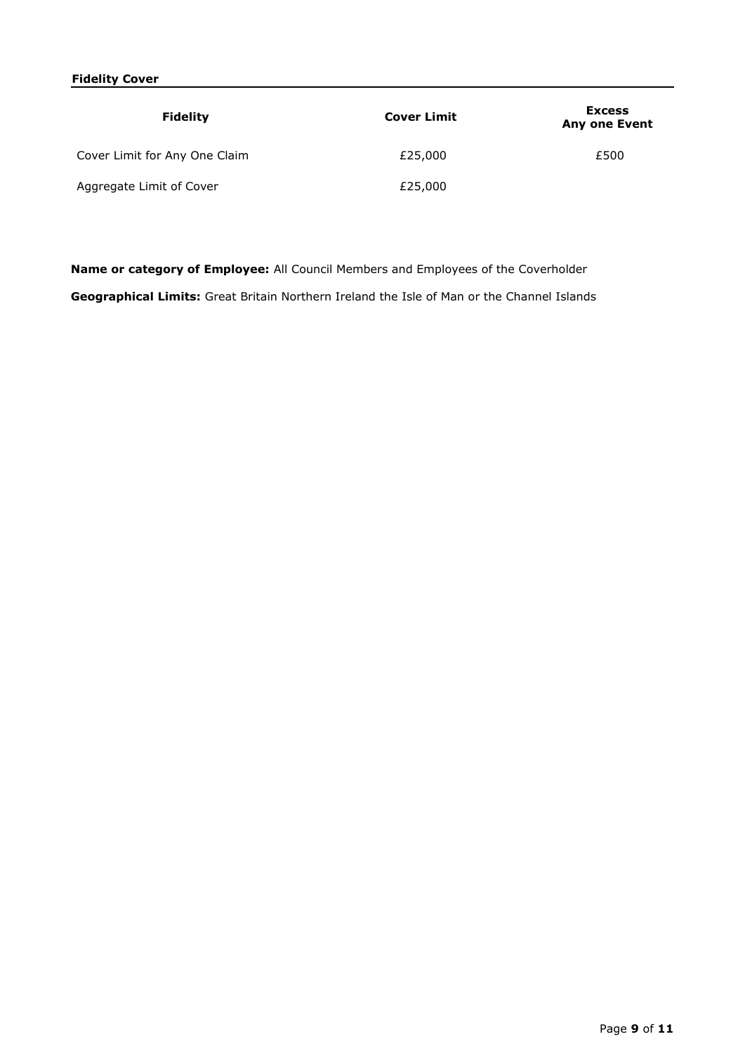**Fidelity Cover**

| Fidelity | Cover Limit | Excess Any one Event |
|---|---|---|
| Cover Limit for Any One Claim | £25,000 | £500 |
| Aggregate Limit of Cover | £25,000 | |

**Name or category of Employee:** All Council Members and Employees of the Coverholder

**Geographical Limits:** Great Britain Northern Ireland the Isle of Man or the Channel Islands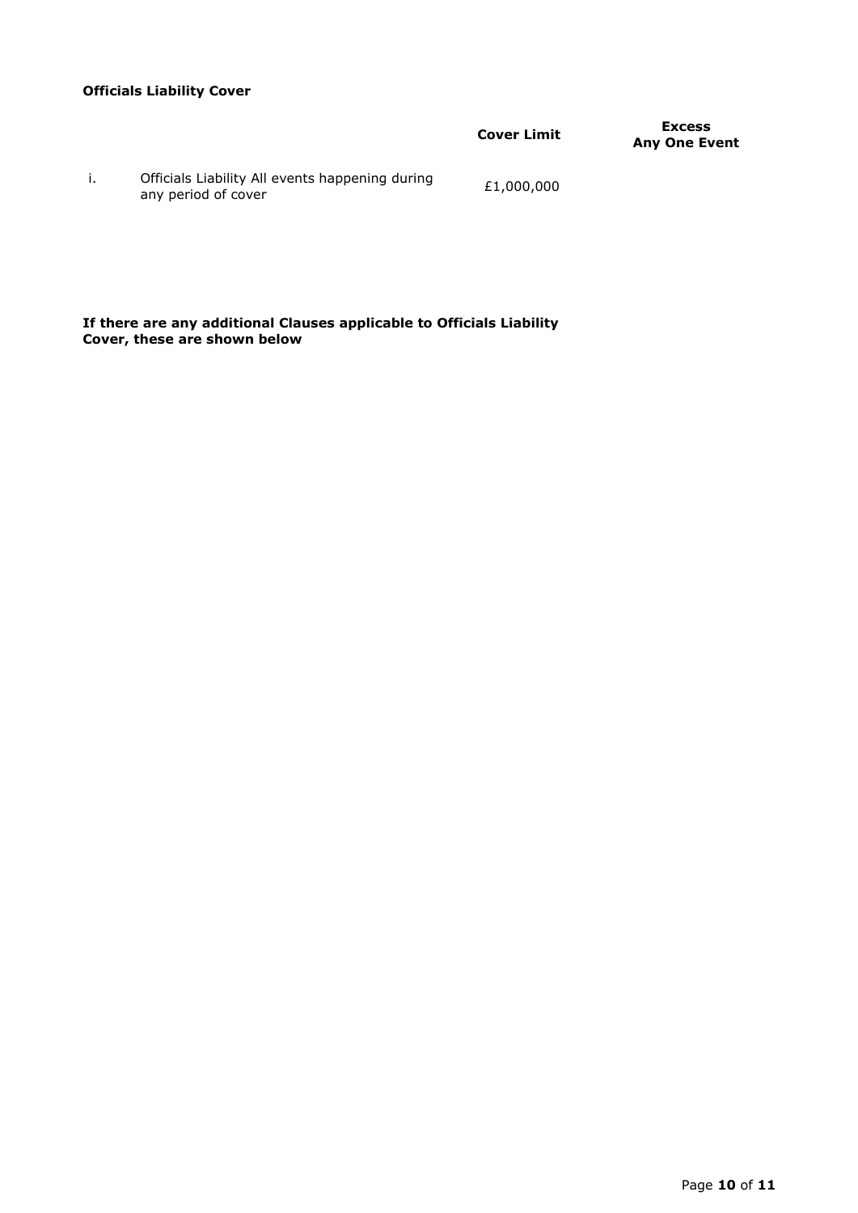**Officials Liability Cover**

| | | Cover Limit | Excess Any One Event |
|---|---|---|---|
| i. | Officials Liability All events happening during any period of cover | £1,000,000 | |

**If there are any additional Clauses applicable to Officials Liability Cover, these are shown below**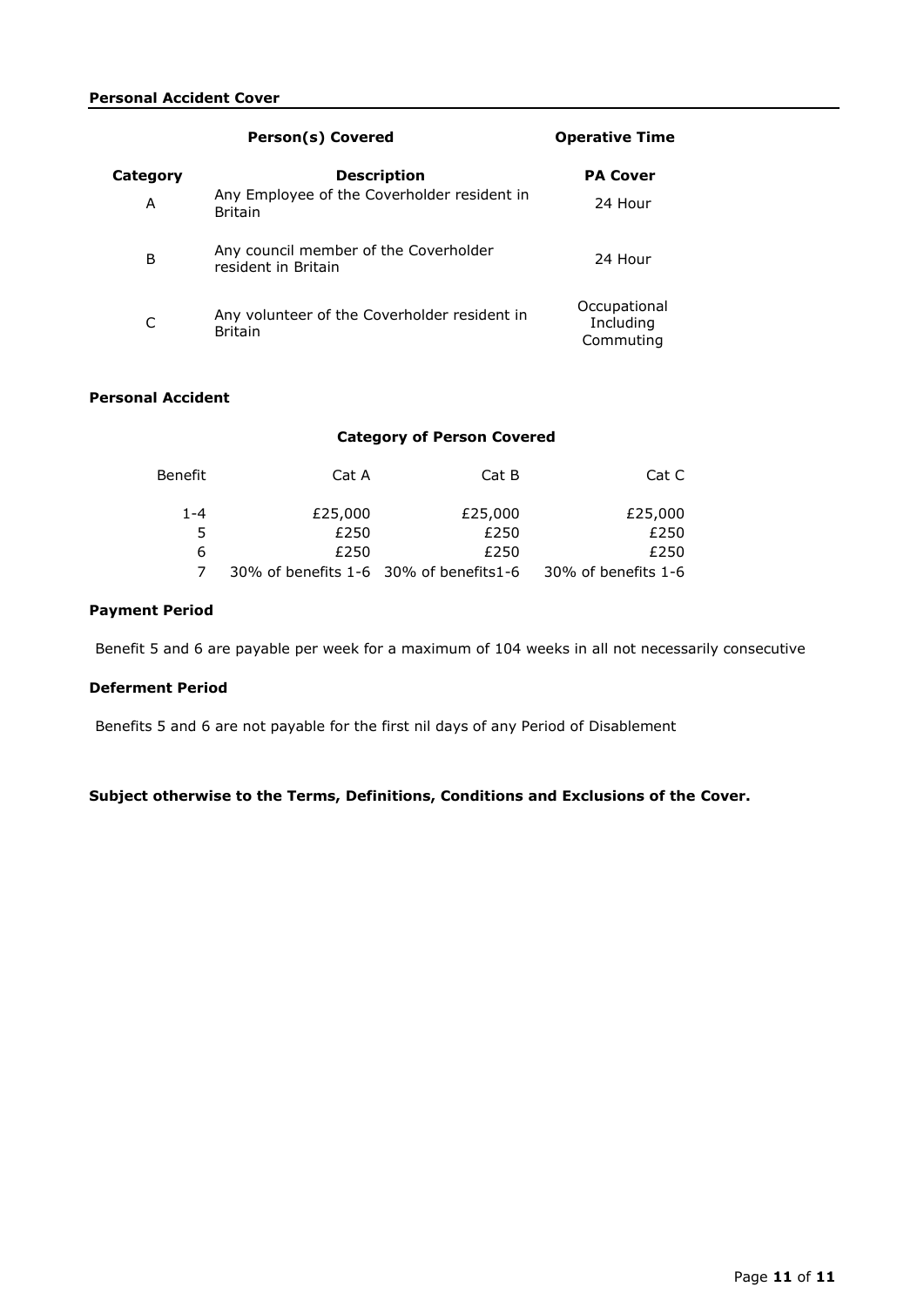**Personal Accident Cover**

| Person(s) Covered | | Operative Time |
|---|---|---|
| **Category** | **Description** | **PA Cover** |
| A | Any Employee of the Coverholder resident in Britain | 24 Hour |
| B | Any council member of the Coverholder resident in Britain | 24 Hour |
| C | Any volunteer of the Coverholder resident in Britain | Occupational Including Commuting |

**Personal Accident**

| | Category of Person Covered | | |
|---|---|---|---|
| Benefit | Cat A | Cat B | Cat C |
| 1-4 | £25,000 | £25,000 | £25,000 |
| 5 | £250 | £250 | £250 |
| 6 | £250 | £250 | £250 |
| 7 | 30% of benefits 1-6 | 30% of benefits1-6 | 30% of benefits 1-6 |

**Payment Period**

Benefit 5 and 6 are payable per week for a maximum of 104 weeks in all not necessarily consecutive

**Deferment Period**

Benefits 5 and 6 are not payable for the first nil days of any Period of Disablement

**Subject otherwise to the Terms, Definitions, Conditions and Exclusions of the Cover.**